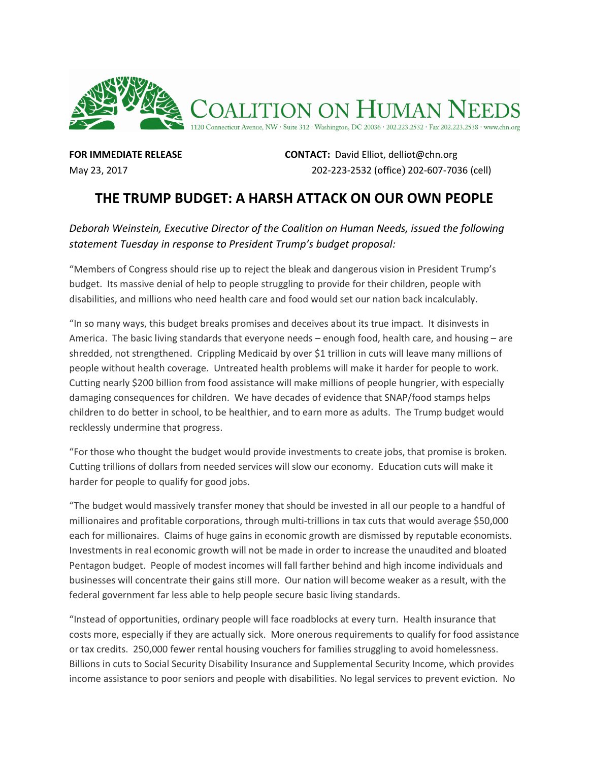# COALITION ON HUMAN NEEDS

1120 Connecticut Avenue, NW · Suite 312 · Washington, DC 20036 · 202.223.2532 · Fax 202.223.2538 · www.chn.org

**FOR IMMEDIATE RELEASE**
May 23, 2017

**CONTACT:** David Elliot, delliot@chn.org
202-223-2532 (office) 202-607-7036 (cell)

## THE TRUMP BUDGET: A HARSH ATTACK ON OUR OWN PEOPLE

*Deborah Weinstein, Executive Director of the Coalition on Human Needs, issued the following statement Tuesday in response to President Trump's budget proposal:*

"Members of Congress should rise up to reject the bleak and dangerous vision in President Trump's budget. Its massive denial of help to people struggling to provide for their children, people with disabilities, and millions who need health care and food would set our nation back incalculably.

"In so many ways, this budget breaks promises and deceives about its true impact. It disinvests in America. The basic living standards that everyone needs – enough food, health care, and housing – are shredded, not strengthened. Crippling Medicaid by over $1 trillion in cuts will leave many millions of people without health coverage. Untreated health problems will make it harder for people to work. Cutting nearly $200 billion from food assistance will make millions of people hungrier, with especially damaging consequences for children. We have decades of evidence that SNAP/food stamps helps children to do better in school, to be healthier, and to earn more as adults. The Trump budget would recklessly undermine that progress.

"For those who thought the budget would provide investments to create jobs, that promise is broken. Cutting trillions of dollars from needed services will slow our economy. Education cuts will make it harder for people to qualify for good jobs.

"The budget would massively transfer money that should be invested in all our people to a handful of millionaires and profitable corporations, through multi-trillions in tax cuts that would average $50,000 each for millionaires. Claims of huge gains in economic growth are dismissed by reputable economists. Investments in real economic growth will not be made in order to increase the unaudited and bloated Pentagon budget. People of modest incomes will fall farther behind and high income individuals and businesses will concentrate their gains still more. Our nation will become weaker as a result, with the federal government far less able to help people secure basic living standards.

"Instead of opportunities, ordinary people will face roadblocks at every turn. Health insurance that costs more, especially if they are actually sick. More onerous requirements to qualify for food assistance or tax credits. 250,000 fewer rental housing vouchers for families struggling to avoid homelessness. Billions in cuts to Social Security Disability Insurance and Supplemental Security Income, which provides income assistance to poor seniors and people with disabilities. No legal services to prevent eviction. No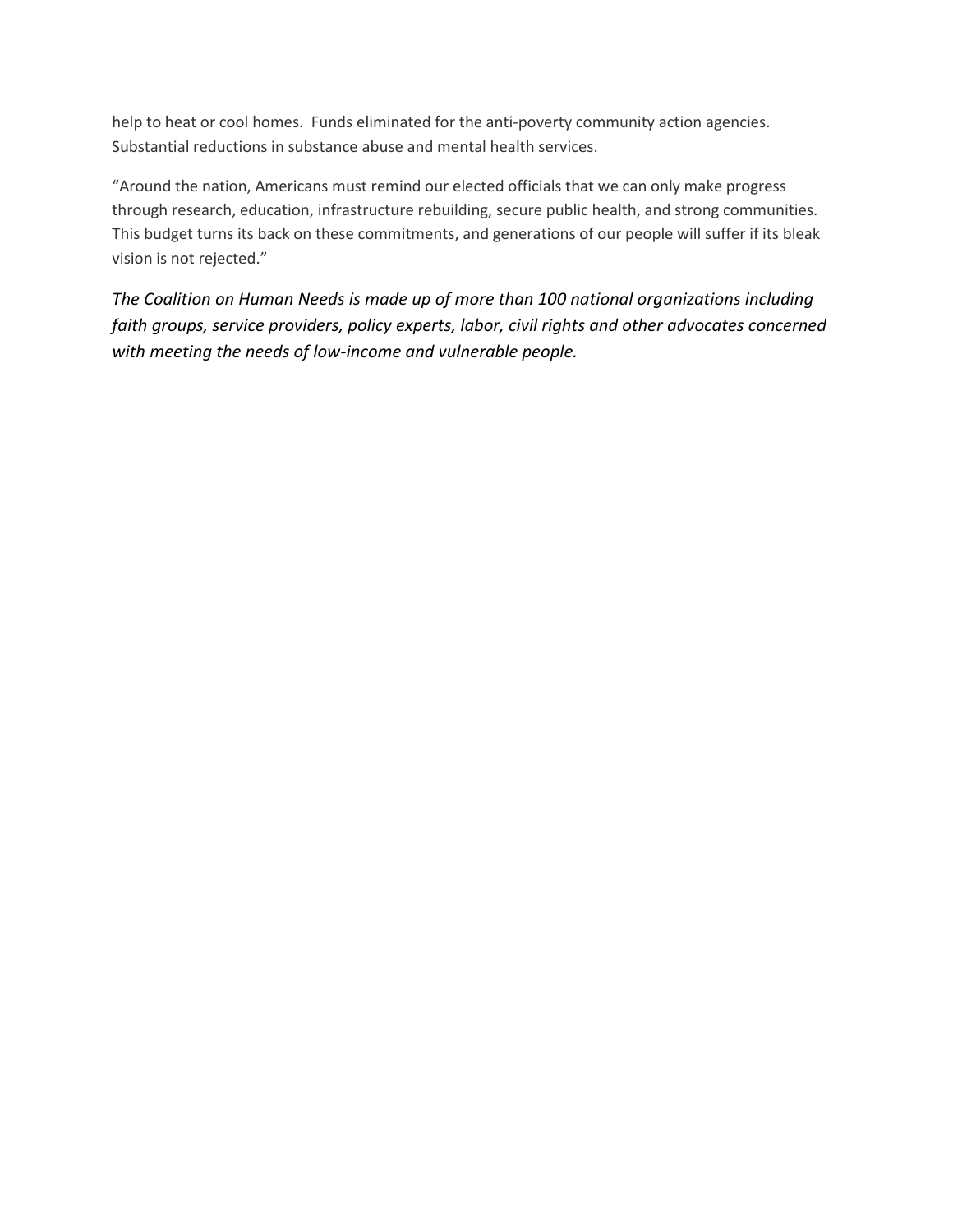help to heat or cool homes. Funds eliminated for the anti-poverty community action agencies. Substantial reductions in substance abuse and mental health services.

"Around the nation, Americans must remind our elected officials that we can only make progress through research, education, infrastructure rebuilding, secure public health, and strong communities. This budget turns its back on these commitments, and generations of our people will suffer if its bleak vision is not rejected."

*The Coalition on Human Needs is made up of more than 100 national organizations including faith groups, service providers, policy experts, labor, civil rights and other advocates concerned with meeting the needs of low-income and vulnerable people.*